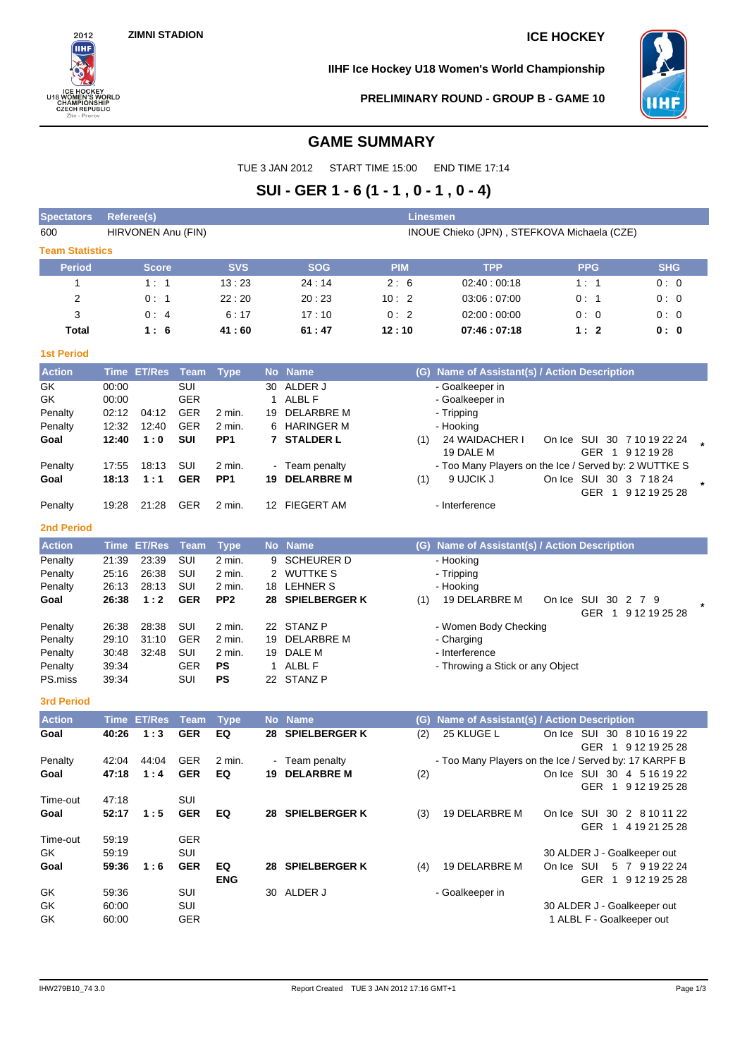ZIMNI STADION

ICE HOCKEY

IIHF Ice Hockey U18 Women's World Championship

PRELIMINARY ROUND - GROUP B - GAME 10

# GAME SUMMARY

TUE 3 JAN 2012 START TIME 15:00 END TIME 17:14

## SUI - GER 1 - 6 (1 - 1 , 0 - 1 , 0 - 4)

| Spectators | Referee(s) | Linesmen |
|---|---|---|
| 600 | HIRVONEN Anu (FIN) | INOUE Chieko (JPN) , STEFKOVA Michaela (CZE) |

### Team Statistics

| Period | Score | SVS | SOG | PIM | TPP | PPG | SHG |
|---|---|---|---|---|---|---|---|
| 1 | 1 : 1 | 13 : 23 | 24 : 14 | 2 : 6 | 02:40 : 00:18 | 1 : 1 | 0 : 0 |
| 2 | 0 : 1 | 22 : 20 | 20 : 23 | 10 : 2 | 03:06 : 07:00 | 0 : 1 | 0 : 0 |
| 3 | 0 : 4 | 6 : 17 | 17 : 10 | 0 : 2 | 02:00 : 00:00 | 0 : 0 | 0 : 0 |
| **Total** | **1 : 6** | **41 : 60** | **61 : 47** | **12 : 10** | **07:46 : 07:18** | **1 : 2** | **0 : 0** |

### 1st Period

| Action | Time | ET/Res | Team | Type | No | Name | (G) | Name of Assistant(s) / Action Description | On Ice |
|---|---|---|---|---|---|---|---|---|---|
| GK | 00:00 | | SUI | | 30 | ALDER J | | - Goalkeeper in | |
| GK | 00:00 | | GER | | 1 | ALBL F | | - Goalkeeper in | |
| Penalty | 02:12 | 04:12 | GER | 2 min. | 19 | DELARBRE M | | - Tripping | |
| Penalty | 12:32 | 12:40 | GER | 2 min. | 6 | HARINGER M | | - Hooking | |
| **Goal** | **12:40** | **1 : 0** | **SUI** | **PP1** | **7** | **STALDER L** | (1) | 24 WAIDACHER I, 19 DALE M | On Ice SUI 30 7 10 19 22 24; GER 1 9 12 19 28 * |
| Penalty | 17:55 | 18:13 | SUI | 2 min. | - | Team penalty | | - Too Many Players on the Ice / Served by: 2 WUTTKE S | |
| **Goal** | **18:13** | **1 : 1** | **GER** | **PP1** | **19** | **DELARBRE M** | (1) | 9 UJCIK J | On Ice SUI 30 3 7 18 24; GER 1 9 12 19 25 28 * |
| Penalty | 19:28 | 21:28 | GER | 2 min. | 12 | FIEGERT AM | | - Interference | |

### 2nd Period

| Action | Time | ET/Res | Team | Type | No | Name | (G) | Name of Assistant(s) / Action Description | On Ice |
|---|---|---|---|---|---|---|---|---|---|
| Penalty | 21:39 | 23:39 | SUI | 2 min. | 9 | SCHEURER D | | - Hooking | |
| Penalty | 25:16 | 26:38 | SUI | 2 min. | 2 | WUTTKE S | | - Tripping | |
| Penalty | 26:13 | 28:13 | SUI | 2 min. | 18 | LEHNER S | | - Hooking | |
| **Goal** | **26:38** | **1 : 2** | **GER** | **PP2** | **28** | **SPIELBERGER K** | (1) | 19 DELARBRE M | On Ice SUI 30 2 7 9; GER 1 9 12 19 25 28 * |
| Penalty | 26:38 | 28:38 | SUI | 2 min. | 22 | STANZ P | | - Women Body Checking | |
| Penalty | 29:10 | 31:10 | GER | 2 min. | 19 | DELARBRE M | | - Charging | |
| Penalty | 30:48 | 32:48 | SUI | 2 min. | 19 | DALE M | | - Interference | |
| Penalty | 39:34 | | GER | PS | 1 | ALBL F | | - Throwing a Stick or any Object | |
| PS.miss | 39:34 | | SUI | PS | 22 | STANZ P | | | |

### 3rd Period

| Action | Time | ET/Res | Team | Type | No | Name | (G) | Name of Assistant(s) / Action Description | On Ice |
|---|---|---|---|---|---|---|---|---|---|
| **Goal** | **40:26** | **1 : 3** | **GER** | **EQ** | **28** | **SPIELBERGER K** | (2) | 25 KLUGE L | On Ice SUI 30 8 10 16 19 22; GER 1 9 12 19 25 28 |
| Penalty | 42:04 | 44:04 | GER | 2 min. | - | Team penalty | | - Too Many Players on the Ice / Served by: 17 KARPF B | |
| **Goal** | **47:18** | **1 : 4** | **GER** | **EQ** | **19** | **DELARBRE M** | (2) | | On Ice SUI 30 4 5 16 19 22; GER 1 9 12 19 25 28 |
| Time-out | 47:18 | | SUI | | | | | | |
| **Goal** | **52:17** | **1 : 5** | **GER** | **EQ** | **28** | **SPIELBERGER K** | (3) | 19 DELARBRE M | On Ice SUI 30 2 8 10 11 22; GER 1 4 19 21 25 28 |
| Time-out | 59:19 | | GER | | | | | | |
| GK | 59:19 | | SUI | | | | | 30 ALDER J - Goalkeeper out | |
| **Goal** | **59:36** | **1 : 6** | **GER** | **EQ ENG** | **28** | **SPIELBERGER K** | (4) | 19 DELARBRE M | On Ice SUI 5 7 9 19 22 24; GER 1 9 12 19 25 28 |
| GK | 59:36 | | SUI | | 30 | ALDER J | | - Goalkeeper in | |
| GK | 60:00 | | SUI | | | | | 30 ALDER J - Goalkeeper out | |
| GK | 60:00 | | GER | | | | | 1 ALBL F - Goalkeeper out | |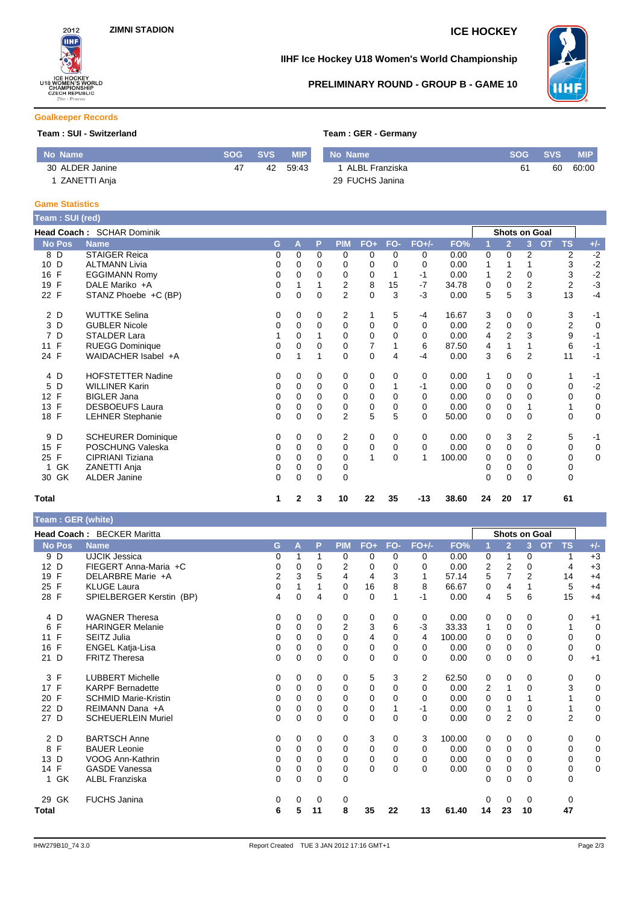ZIMNI STADION

ICE HOCKEY

## IIHF Ice Hockey U18 Women's World Championship

### PRELIMINARY ROUND - GROUP B - GAME 10

## Goalkeeper Records

**Team : SUI - Switzerland**

| No | Name | SOG | SVS | MIP |
|---|---|---|---|---|
| 30 | ALDER Janine | 47 | 42 | 59:43 |
| 1 | ZANETTI Anja | | | |

**Team : GER - Germany**

| No | Name | SOG | SVS | MIP |
|---|---|---|---|---|
| 1 | ALBL Franziska | 61 | 60 | 60:00 |
| 29 | FUCHS Janina | | | |

## Game Statistics

**Team : SUI (red)**

**Head Coach :** SCHAR Dominik

| No | Pos | Name | G | A | P | PIM | FO+ | FO- | FO+/- | FO% | Shots on Goal 1 | 2 | 3 | OT | TS | +/- |
|---|---|---|---|---|---|---|---|---|---|---|---|---|---|---|---|---|
| 8 | D | STAIGER Reica | 0 | 0 | 0 | 0 | 0 | 0 | 0 | 0.00 | 0 | 0 | 2 | | 2 | -2 |
| 10 | D | ALTMANN Livia | 0 | 0 | 0 | 0 | 0 | 0 | 0 | 0.00 | 1 | 1 | 1 | | 3 | -2 |
| 16 | F | EGGIMANN Romy | 0 | 0 | 0 | 0 | 0 | 1 | -1 | 0.00 | 1 | 2 | 0 | | 3 | -2 |
| 19 | F | DALE Mariko +A | 0 | 1 | 1 | 2 | 8 | 15 | -7 | 34.78 | 0 | 0 | 2 | | 2 | -3 |
| 22 | F | STANZ Phoebe +C (BP) | 0 | 0 | 0 | 2 | 0 | 3 | -3 | 0.00 | 5 | 5 | 3 | | 13 | -4 |
| 2 | D | WUTTKE Selina | 0 | 0 | 0 | 2 | 1 | 5 | -4 | 16.67 | 3 | 0 | 0 | | 3 | -1 |
| 3 | D | GUBLER Nicole | 0 | 0 | 0 | 0 | 0 | 0 | 0 | 0.00 | 2 | 0 | 0 | | 2 | 0 |
| 7 | D | STALDER Lara | 1 | 0 | 1 | 0 | 0 | 0 | 0 | 0.00 | 4 | 2 | 3 | | 9 | -1 |
| 11 | F | RUEGG Dominique | 0 | 0 | 0 | 0 | 7 | 1 | 6 | 87.50 | 4 | 1 | 1 | | 6 | -1 |
| 24 | F | WAIDACHER Isabel +A | 0 | 1 | 1 | 0 | 0 | 4 | -4 | 0.00 | 3 | 6 | 2 | | 11 | -1 |
| 4 | D | HOFSTETTER Nadine | 0 | 0 | 0 | 0 | 0 | 0 | 0 | 0.00 | 1 | 0 | 0 | | 1 | -1 |
| 5 | D | WILLINER Karin | 0 | 0 | 0 | 0 | 0 | 1 | -1 | 0.00 | 0 | 0 | 0 | | 0 | -2 |
| 12 | F | BIGLER Jana | 0 | 0 | 0 | 0 | 0 | 0 | 0 | 0.00 | 0 | 0 | 0 | | 0 | 0 |
| 13 | F | DESBOEUFS Laura | 0 | 0 | 0 | 0 | 0 | 0 | 0 | 0.00 | 0 | 0 | 1 | | 1 | 0 |
| 18 | F | LEHNER Stephanie | 0 | 0 | 0 | 2 | 5 | 5 | 0 | 50.00 | 0 | 0 | 0 | | 0 | 0 |
| 9 | D | SCHEURER Dominique | 0 | 0 | 0 | 2 | 0 | 0 | 0 | 0.00 | 0 | 3 | 2 | | 5 | -1 |
| 15 | F | POSCHUNG Valeska | 0 | 0 | 0 | 0 | 0 | 0 | 0 | 0.00 | 0 | 0 | 0 | | 0 | 0 |
| 25 | F | CIPRIANI Tiziana | 0 | 0 | 0 | 0 | 1 | 0 | 1 | 100.00 | 0 | 0 | 0 | | 0 | 0 |
| 1 | GK | ZANETTI Anja | 0 | 0 | 0 | 0 | | | | | 0 | 0 | 0 | | 0 | |
| 30 | GK | ALDER Janine | 0 | 0 | 0 | 0 | | | | | 0 | 0 | 0 | | 0 | |
| **Total** | | | **1** | **2** | **3** | **10** | **22** | **35** | **-13** | **38.60** | **24** | **20** | **17** | | **61** | |

**Team : GER (white)**

**Head Coach :** BECKER Maritta

| No | Pos | Name | G | A | P | PIM | FO+ | FO- | FO+/- | FO% | Shots on Goal 1 | 2 | 3 | OT | TS | +/- |
|---|---|---|---|---|---|---|---|---|---|---|---|---|---|---|---|---|
| 9 | D | UJCIK Jessica | 0 | 1 | 1 | 0 | 0 | 0 | 0 | 0.00 | 0 | 1 | 0 | | 1 | +3 |
| 12 | D | FIEGERT Anna-Maria +C | 0 | 0 | 0 | 2 | 0 | 0 | 0 | 0.00 | 2 | 2 | 0 | | 4 | +3 |
| 19 | F | DELARBRE Marie +A | 2 | 3 | 5 | 4 | 4 | 3 | 1 | 57.14 | 5 | 7 | 2 | | 14 | +4 |
| 25 | F | KLUGE Laura | 0 | 1 | 1 | 0 | 16 | 8 | 8 | 66.67 | 0 | 4 | 1 | | 5 | +4 |
| 28 | F | SPIELBERGER Kerstin (BP) | 4 | 0 | 4 | 0 | 0 | 1 | -1 | 0.00 | 4 | 5 | 6 | | 15 | +4 |
| 4 | D | WAGNER Theresa | 0 | 0 | 0 | 0 | 0 | 0 | 0 | 0.00 | 0 | 0 | 0 | | 0 | +1 |
| 6 | F | HARINGER Melanie | 0 | 0 | 0 | 2 | 3 | 6 | -3 | 33.33 | 1 | 0 | 0 | | 1 | 0 |
| 11 | F | SEITZ Julia | 0 | 0 | 0 | 0 | 4 | 0 | 4 | 100.00 | 0 | 0 | 0 | | 0 | 0 |
| 16 | F | ENGEL Katja-Lisa | 0 | 0 | 0 | 0 | 0 | 0 | 0 | 0.00 | 0 | 0 | 0 | | 0 | 0 |
| 21 | D | FRITZ Theresa | 0 | 0 | 0 | 0 | 0 | 0 | 0 | 0.00 | 0 | 0 | 0 | | 0 | +1 |
| 3 | F | LUBBERT Michelle | 0 | 0 | 0 | 0 | 5 | 3 | 2 | 62.50 | 0 | 0 | 0 | | 0 | 0 |
| 17 | F | KARPF Bernadette | 0 | 0 | 0 | 0 | 0 | 0 | 0 | 0.00 | 2 | 1 | 0 | | 3 | 0 |
| 20 | F | SCHMID Marie-Kristin | 0 | 0 | 0 | 0 | 0 | 0 | 0 | 0.00 | 0 | 0 | 1 | | 1 | 0 |
| 22 | D | REIMANN Dana +A | 0 | 0 | 0 | 0 | 0 | 1 | -1 | 0.00 | 0 | 1 | 0 | | 1 | 0 |
| 27 | D | SCHEUERLEIN Muriel | 0 | 0 | 0 | 0 | 0 | 0 | 0 | 0.00 | 0 | 2 | 0 | | 2 | 0 |
| 2 | D | BARTSCH Anne | 0 | 0 | 0 | 0 | 3 | 0 | 3 | 100.00 | 0 | 0 | 0 | | 0 | 0 |
| 8 | F | BAUER Leonie | 0 | 0 | 0 | 0 | 0 | 0 | 0 | 0.00 | 0 | 0 | 0 | | 0 | 0 |
| 13 | D | VOOG Ann-Kathrin | 0 | 0 | 0 | 0 | 0 | 0 | 0 | 0.00 | 0 | 0 | 0 | | 0 | 0 |
| 14 | F | GASDE Vanessa | 0 | 0 | 0 | 0 | 0 | 0 | 0 | 0.00 | 0 | 0 | 0 | | 0 | 0 |
| 1 | GK | ALBL Franziska | 0 | 0 | 0 | 0 | | | | | 0 | 0 | 0 | | 0 | |
| 29 | GK | FUCHS Janina | 0 | 0 | 0 | 0 | | | | | 0 | 0 | 0 | | 0 | |
| **Total** | | | **6** | **5** | **11** | **8** | **35** | **22** | **13** | **61.40** | **14** | **23** | **10** | | **47** | |

IHW279B10_74 3.0 Report Created TUE 3 JAN 2012 17:16 GMT+1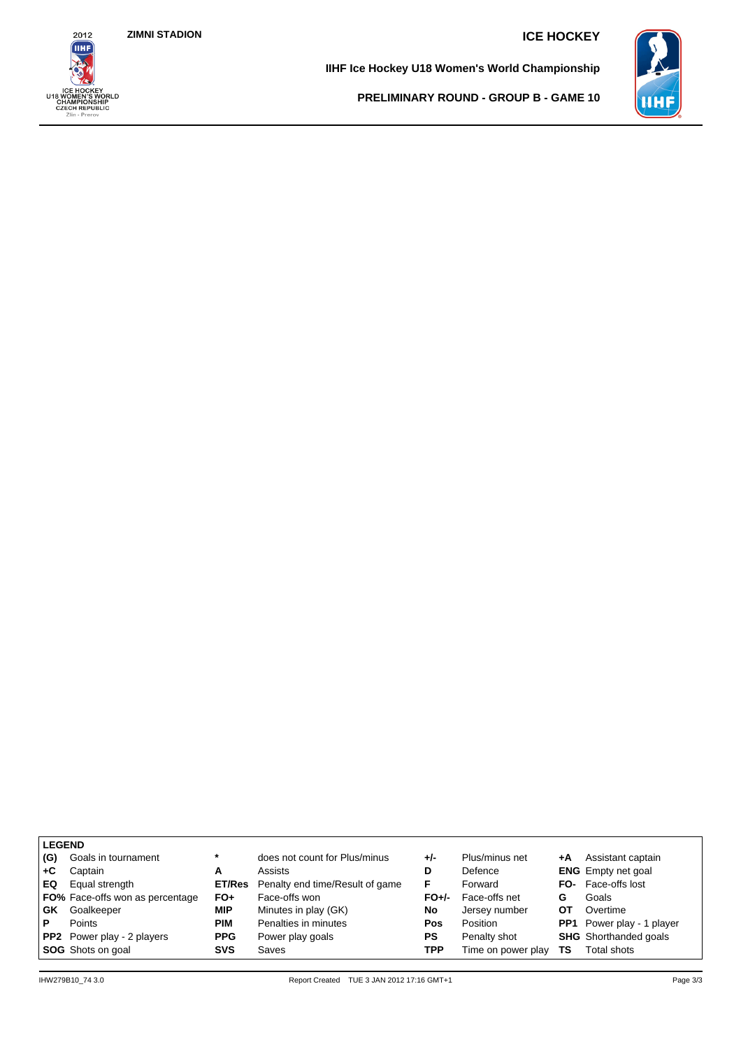## LEGEND

| | | | | | | | |
|---|---|---|---|---|---|---|---|
| **(G)** | Goals in tournament | **\*** | does not count for Plus/minus | **+/-** | Plus/minus net | **+A** | Assistant captain |
| **+C** | Captain | **A** | Assists | **D** | Defence | **ENG** | Empty net goal |
| **EQ** | Equal strength | **ET/Res** | Penalty end time/Result of game | **F** | Forward | **FO-** | Face-offs lost |
| **FO%** | Face-offs won as percentage | **FO+** | Face-offs won | **FO+/-** | Face-offs net | **G** | Goals |
| **GK** | Goalkeeper | **MIP** | Minutes in play (GK) | **No** | Jersey number | **OT** | Overtime |
| **P** | Points | **PIM** | Penalties in minutes | **Pos** | Position | **PP1** | Power play - 1 player |
| **PP2** | Power play - 2 players | **PPG** | Power play goals | **PS** | Penalty shot | **SHG** | Shorthanded goals |
| **SOG** | Shots on goal | **SVS** | Saves | **TPP** | Time on power play | **TS** | Total shots |

IHW279B10_74 3.0 Report Created TUE 3 JAN 2012 17:16 GMT+1